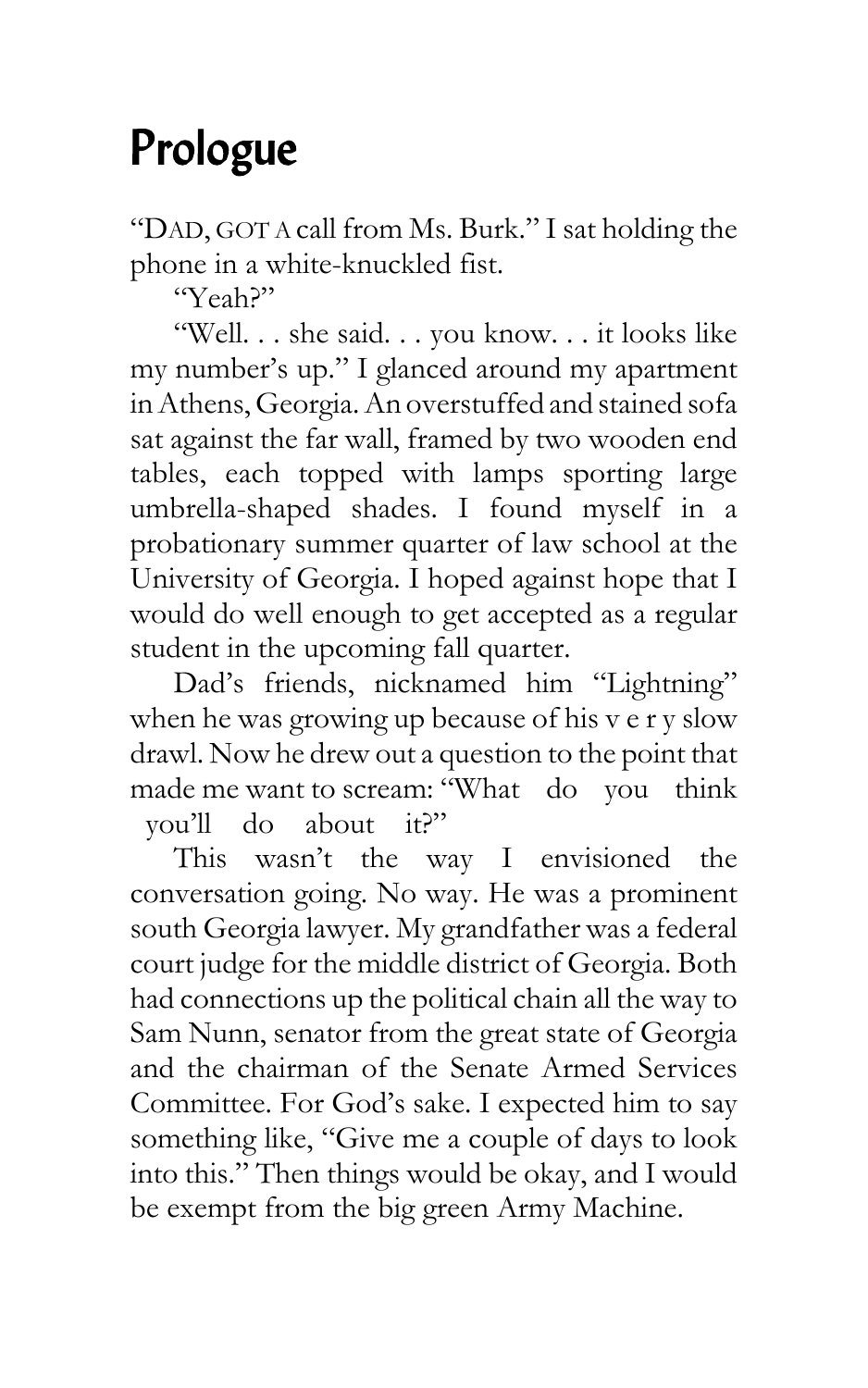# Prologue

"DAD, GOT A call from Ms. Burk." I sat holding the phone in a white-knuckled fist.

"Yeah?"

"Well. . . she said. . . you know. . . it looks like my number's up." I glanced around my apartment in Athens, Georgia. An overstuffed and stained sofa sat against the far wall, framed by two wooden end tables, each topped with lamps sporting large umbrella-shaped shades. I found myself in a probationary summer quarter of law school at the University of Georgia. I hoped against hope that I would do well enough to get accepted as a regular student in the upcoming fall quarter.

Dad's friends, nicknamed him "Lightning" when he was growing up because of his v e r y slow drawl. Now he drew out a question to the point that made me want to scream: "What do you think you'll do about it?"

This wasn't the way I envisioned the conversation going. No way. He was a prominent south Georgia lawyer. My grandfather was a federal court judge for the middle district of Georgia. Both had connections up the political chain all the way to Sam Nunn, senator from the great state of Georgia and the chairman of the Senate Armed Services Committee. For God's sake. I expected him to say something like, "Give me a couple of days to look into this." Then things would be okay, and I would be exempt from the big green Army Machine.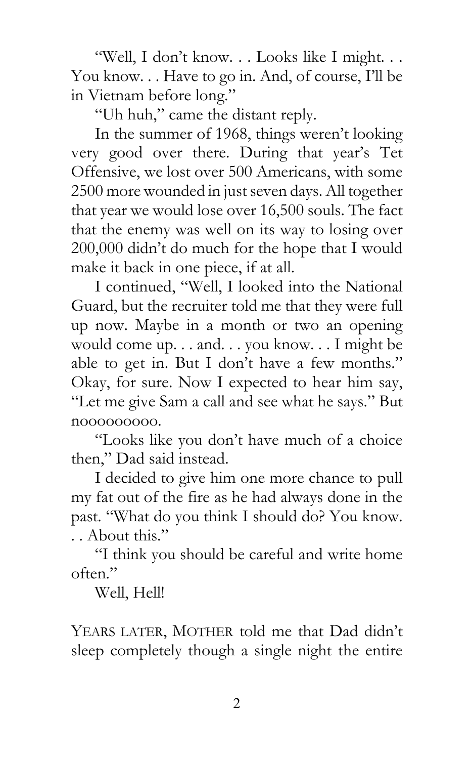"Well, I don't know. . . Looks like I might. . . You know. . . Have to go in. And, of course, I'll be in Vietnam before long."

"Uh huh," came the distant reply.

In the summer of 1968, things weren't looking very good over there. During that year's Tet Offensive, we lost over 500 Americans, with some 2500 more wounded in just seven days. All together that year we would lose over 16,500 souls. The fact that the enemy was well on its way to losing over 200,000 didn't do much for the hope that I would make it back in one piece, if at all.

I continued, "Well, I looked into the National Guard, but the recruiter told me that they were full up now. Maybe in a month or two an opening would come up. . . and. . . you know. . . I might be able to get in. But I don't have a few months." Okay, for sure. Now I expected to hear him say, "Let me give Sam a call and see what he says." But noooooooooo.

"Looks like you don't have much of a choice then," Dad said instead.

I decided to give him one more chance to pull my fat out of the fire as he had always done in the past. "What do you think I should do? You know. . . About this."

"I think you should be careful and write home often."

Well, Hell!

YEARS LATER, MOTHER told me that Dad didn't sleep completely though a single night the entire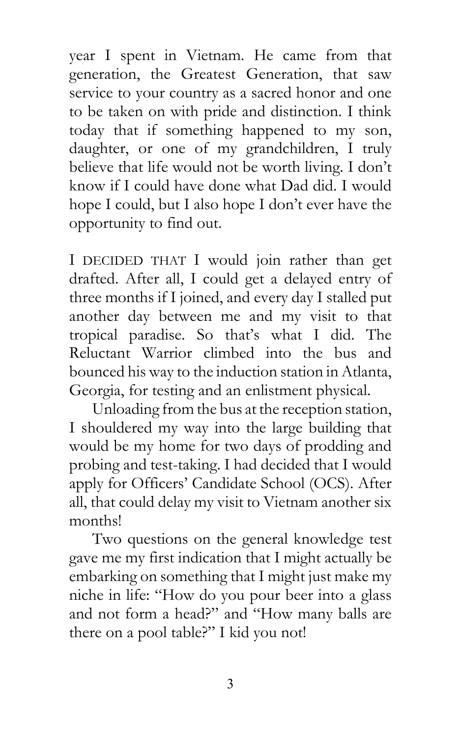year I spent in Vietnam. He came from that generation, the Greatest Generation, that saw service to your country as a sacred honor and one to be taken on with pride and distinction. I think today that if something happened to my son, daughter, or one of my grandchildren, I truly believe that life would not be worth living. I don't know if I could have done what Dad did. I would hope I could, but I also hope I don't ever have the opportunity to find out.

I DECIDED THAT I would join rather than get drafted. After all, I could get a delayed entry of three months if I joined, and every day I stalled put another day between me and my visit to that tropical paradise. So that's what I did. The Reluctant Warrior climbed into the bus and bounced his way to the induction station in Atlanta, Georgia, for testing and an enlistment physical.

Unloading from the bus at the reception station, I shouldered my way into the large building that would be my home for two days of prodding and probing and test-taking. I had decided that I would apply for Officers' Candidate School (OCS). After all, that could delay my visit to Vietnam another six months!

Two questions on the general knowledge test gave me my first indication that I might actually be embarking on something that I might just make my niche in life: "How do you pour beer into a glass and not form a head?" and "How many balls are there on a pool table?" I kid you not!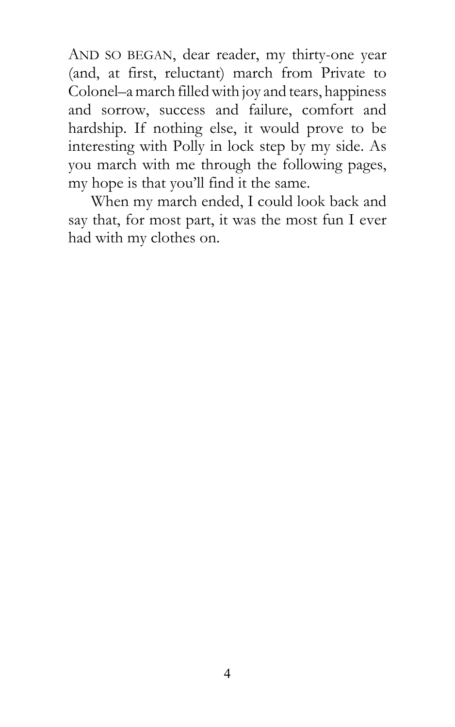AND SO BEGAN, dear reader, my thirty-one year (and, at first, reluctant) march from Private to Colonel–a march filled with joy and tears, happiness and sorrow, success and failure, comfort and hardship. If nothing else, it would prove to be interesting with Polly in lock step by my side. As you march with me through the following pages, my hope is that you'll find it the same.

When my march ended, I could look back and say that, for most part, it was the most fun I ever had with my clothes on.